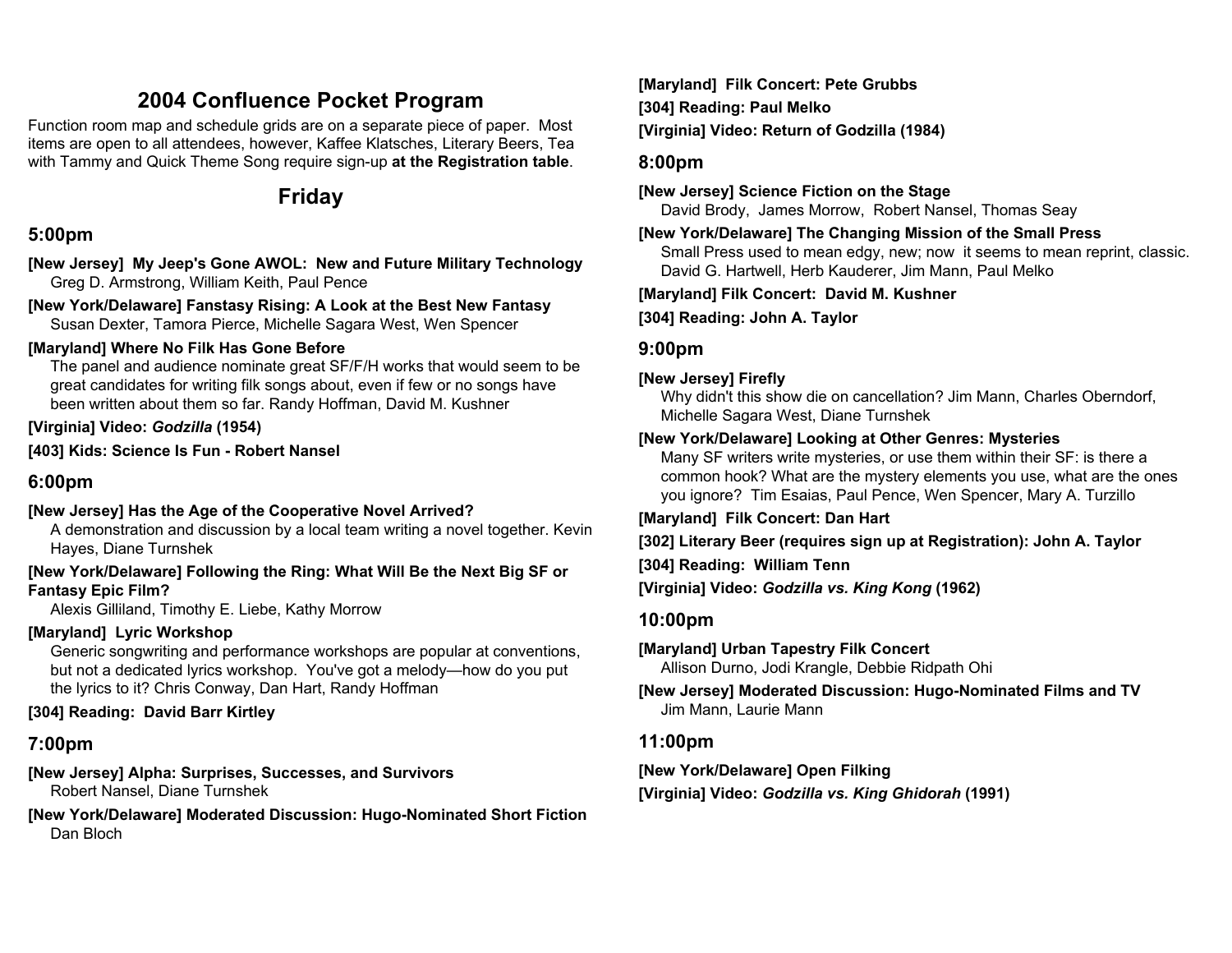# 2004 Confluence Pocket Program

Function room map and schedule grids are on a separate piece of paper. Most items are open to all attendees, however, Kaffee Klatsches, Literary Beers, Tea with Tammy and Quick Theme Song require sign-up **at the Registration table**.

## Friday

### 5:00pm

**[New Jersey] My Jeep's Gone AWOL: New and Future Military Technology**
Greg D. Armstrong, William Keith, Paul Pence

**[New York/Delaware] Fanstasy Rising: A Look at the Best New Fantasy**
Susan Dexter, Tamora Pierce, Michelle Sagara West, Wen Spencer

**[Maryland] Where No Filk Has Gone Before**
The panel and audience nominate great SF/F/H works that would seem to be great candidates for writing filk songs about, even if few or no songs have been written about them so far. Randy Hoffman, David M. Kushner

**[Virginia] Video: *Godzilla* (1954)**

**[403] Kids: Science Is Fun - Robert Nansel**

### 6:00pm

**[New Jersey] Has the Age of the Cooperative Novel Arrived?**
A demonstration and discussion by a local team writing a novel together. Kevin Hayes, Diane Turnshek

**[New York/Delaware] Following the Ring: What Will Be the Next Big SF or Fantasy Epic Film?**
Alexis Gilliland, Timothy E. Liebe, Kathy Morrow

**[Maryland] Lyric Workshop**
Generic songwriting and performance workshops are popular at conventions, but not a dedicated lyrics workshop. You've got a melody—how do you put the lyrics to it? Chris Conway, Dan Hart, Randy Hoffman

**[304] Reading: David Barr Kirtley**

### 7:00pm

**[New Jersey] Alpha: Surprises, Successes, and Survivors**
Robert Nansel, Diane Turnshek

**[New York/Delaware] Moderated Discussion: Hugo-Nominated Short Fiction**
Dan Bloch

**[Maryland] Filk Concert: Pete Grubbs**

**[304] Reading: Paul Melko**

**[Virginia] Video: Return of Godzilla (1984)**

### 8:00pm

**[New Jersey] Science Fiction on the Stage**
David Brody, James Morrow, Robert Nansel, Thomas Seay

**[New York/Delaware] The Changing Mission of the Small Press**
Small Press used to mean edgy, new; now it seems to mean reprint, classic. David G. Hartwell, Herb Kauderer, Jim Mann, Paul Melko

**[Maryland] Filk Concert: David M. Kushner**

**[304] Reading: John A. Taylor**

### 9:00pm

**[New Jersey] Firefly**
Why didn't this show die on cancellation? Jim Mann, Charles Oberndorf, Michelle Sagara West, Diane Turnshek

**[New York/Delaware] Looking at Other Genres: Mysteries**
Many SF writers write mysteries, or use them within their SF: is there a common hook? What are the mystery elements you use, what are the ones you ignore? Tim Esaias, Paul Pence, Wen Spencer, Mary A. Turzillo

**[Maryland] Filk Concert: Dan Hart**

**[302] Literary Beer (requires sign up at Registration): John A. Taylor**

**[304] Reading: William Tenn**

**[Virginia] Video: *Godzilla vs. King Kong* (1962)**

### 10:00pm

**[Maryland] Urban Tapestry Filk Concert**
Allison Durno, Jodi Krangle, Debbie Ridpath Ohi

**[New Jersey] Moderated Discussion: Hugo-Nominated Films and TV**
Jim Mann, Laurie Mann

### 11:00pm

**[New York/Delaware] Open Filking**

**[Virginia] Video: *Godzilla vs. King Ghidorah* (1991)**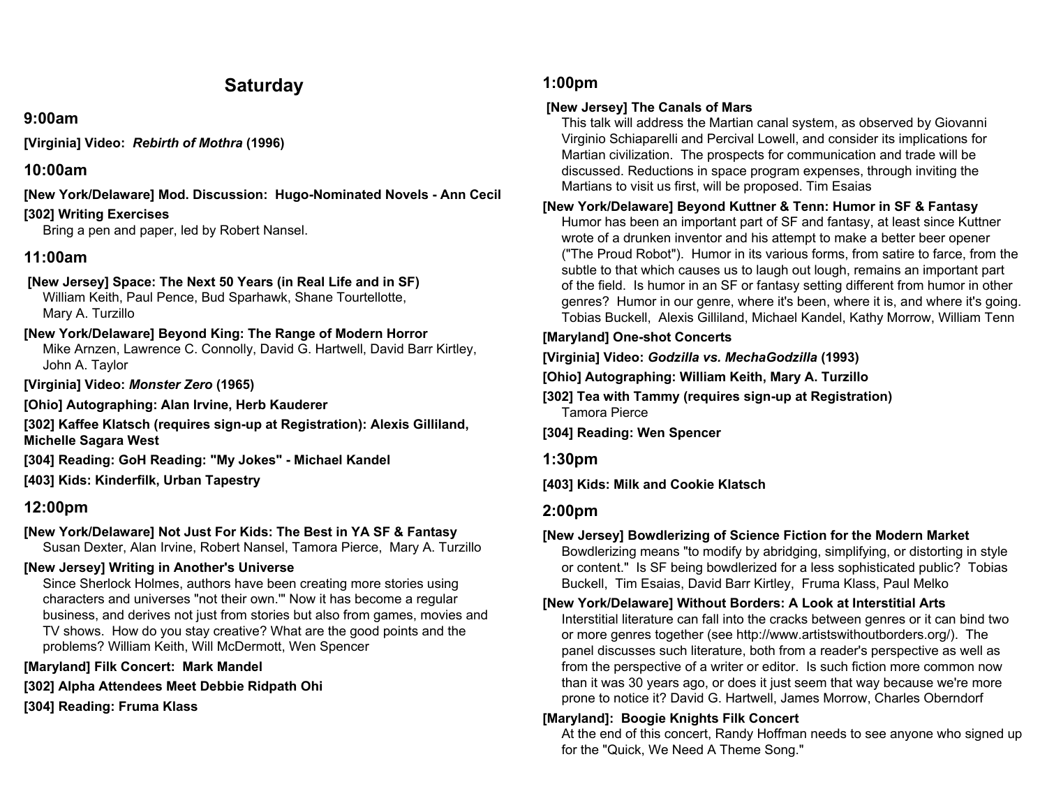# Saturday

## 9:00am

**[Virginia] Video: *Rebirth of Mothra* (1996)**

## 10:00am

**[New York/Delaware] Mod. Discussion: Hugo-Nominated Novels - Ann Cecil**

**[302] Writing Exercises**
Bring a pen and paper, led by Robert Nansel.

## 11:00am

**[New Jersey] Space: The Next 50 Years (in Real Life and in SF)**
William Keith, Paul Pence, Bud Sparhawk, Shane Tourtellotte, Mary A. Turzillo

**[New York/Delaware] Beyond King: The Range of Modern Horror**
Mike Arnzen, Lawrence C. Connolly, David G. Hartwell, David Barr Kirtley, John A. Taylor

**[Virginia] Video: *Monster Zero* (1965)**

**[Ohio] Autographing: Alan Irvine, Herb Kauderer**

**[302] Kaffee Klatsch (requires sign-up at Registration): Alexis Gilliland, Michelle Sagara West**

**[304] Reading: GoH Reading: "My Jokes" - Michael Kandel**

**[403] Kids: Kinderfilk, Urban Tapestry**

## 12:00pm

**[New York/Delaware] Not Just For Kids: The Best in YA SF & Fantasy**
Susan Dexter, Alan Irvine, Robert Nansel, Tamora Pierce, Mary A. Turzillo

**[New Jersey] Writing in Another's Universe**
Since Sherlock Holmes, authors have been creating more stories using characters and universes "not their own."' Now it has become a regular business, and derives not just from stories but also from games, movies and TV shows. How do you stay creative? What are the good points and the problems? William Keith, Will McDermott, Wen Spencer

**[Maryland] Filk Concert: Mark Mandel**

**[302] Alpha Attendees Meet Debbie Ridpath Ohi**

**[304] Reading: Fruma Klass**

## 1:00pm

**[New Jersey] The Canals of Mars**
This talk will address the Martian canal system, as observed by Giovanni Virginio Schiaparelli and Percival Lowell, and consider its implications for Martian civilization. The prospects for communication and trade will be discussed. Reductions in space program expenses, through inviting the Martians to visit us first, will be proposed. Tim Esaias

**[New York/Delaware] Beyond Kuttner & Tenn: Humor in SF & Fantasy**
Humor has been an important part of SF and fantasy, at least since Kuttner wrote of a drunken inventor and his attempt to make a better beer opener ("The Proud Robot"). Humor in its various forms, from satire to farce, from the subtle to that which causes us to laugh out lough, remains an important part of the field. Is humor in an SF or fantasy setting different from humor in other genres? Humor in our genre, where it's been, where it is, and where it's going. Tobias Buckell, Alexis Gilliland, Michael Kandel, Kathy Morrow, William Tenn

**[Maryland] One-shot Concerts**

**[Virginia] Video: *Godzilla vs. MechaGodzilla* (1993)**

**[Ohio] Autographing: William Keith, Mary A. Turzillo**

**[302] Tea with Tammy (requires sign-up at Registration)**
Tamora Pierce

**[304] Reading: Wen Spencer**

## 1:30pm

**[403] Kids: Milk and Cookie Klatsch**

## 2:00pm

**[New Jersey] Bowdlerizing of Science Fiction for the Modern Market**
Bowdlerizing means "to modify by abridging, simplifying, or distorting in style or content." Is SF being bowdlerized for a less sophisticated public? Tobias Buckell, Tim Esaias, David Barr Kirtley, Fruma Klass, Paul Melko

**[New York/Delaware] Without Borders: A Look at Interstitial Arts**
Interstitial literature can fall into the cracks between genres or it can bind two or more genres together (see http://www.artistswithoutborders.org/). The panel discusses such literature, both from a reader's perspective as well as from the perspective of a writer or editor. Is such fiction more common now than it was 30 years ago, or does it just seem that way because we're more prone to notice it? David G. Hartwell, James Morrow, Charles Oberndorf

**[Maryland]: Boogie Knights Filk Concert**
At the end of this concert, Randy Hoffman needs to see anyone who signed up for the "Quick, We Need A Theme Song."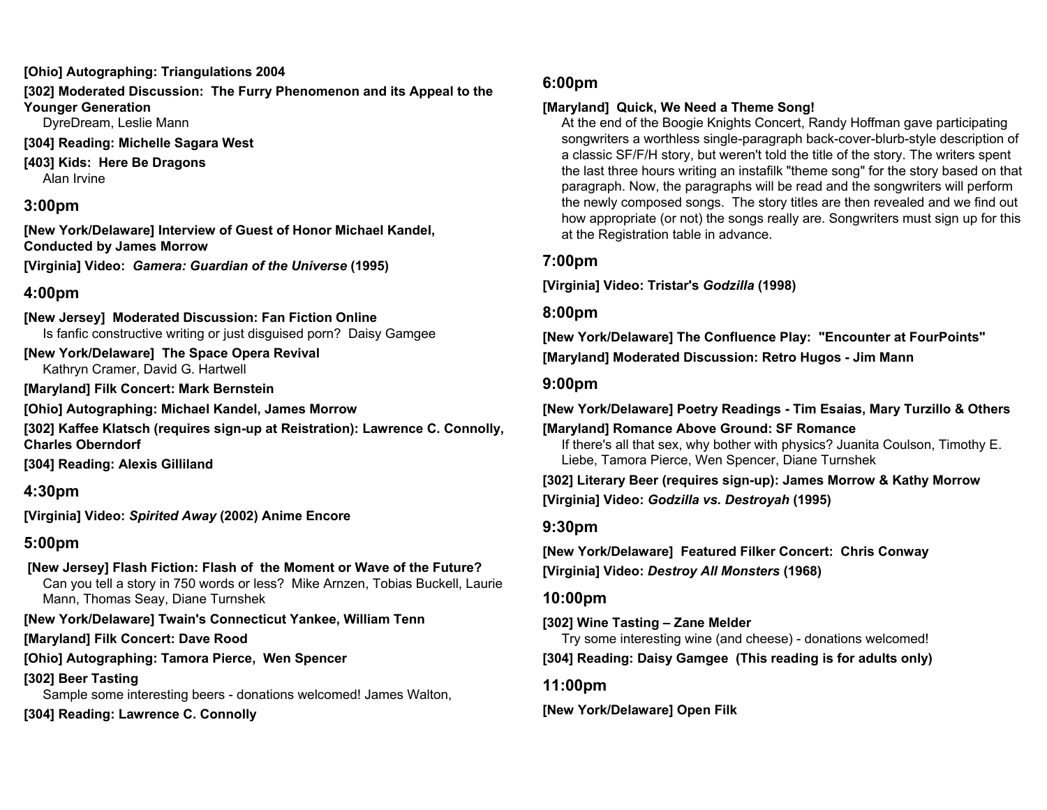**[Ohio] Autographing: Triangulations 2004**

**[302] Moderated Discussion: The Furry Phenomenon and its Appeal to the Younger Generation**
DyreDream, Leslie Mann

**[304] Reading: Michelle Sagara West**

**[403] Kids: Here Be Dragons**
Alan Irvine

## 3:00pm

**[New York/Delaware] Interview of Guest of Honor Michael Kandel, Conducted by James Morrow**

**[Virginia] Video: *Gamera: Guardian of the Universe* (1995)**

## 4:00pm

**[New Jersey] Moderated Discussion: Fan Fiction Online**
Is fanfic constructive writing or just disguised porn? Daisy Gamgee

**[New York/Delaware] The Space Opera Revival**
Kathryn Cramer, David G. Hartwell

**[Maryland] Filk Concert: Mark Bernstein**

**[Ohio] Autographing: Michael Kandel, James Morrow**

**[302] Kaffee Klatsch (requires sign-up at Reistration): Lawrence C. Connolly, Charles Oberndorf**

**[304] Reading: Alexis Gilliland**

## 4:30pm

**[Virginia] Video: *Spirited Away* (2002) Anime Encore**

## 5:00pm

**[New Jersey] Flash Fiction: Flash of the Moment or Wave of the Future?**
Can you tell a story in 750 words or less? Mike Arnzen, Tobias Buckell, Laurie Mann, Thomas Seay, Diane Turnshek

**[New York/Delaware] Twain's Connecticut Yankee, William Tenn**

**[Maryland] Filk Concert: Dave Rood**

**[Ohio] Autographing: Tamora Pierce, Wen Spencer**

**[302] Beer Tasting**
Sample some interesting beers - donations welcomed! James Walton,

**[304] Reading: Lawrence C. Connolly**

## 6:00pm

**[Maryland] Quick, We Need a Theme Song!**
At the end of the Boogie Knights Concert, Randy Hoffman gave participating songwriters a worthless single-paragraph back-cover-blurb-style description of a classic SF/F/H story, but weren't told the title of the story. The writers spent the last three hours writing an instafilk "theme song" for the story based on that paragraph. Now, the paragraphs will be read and the songwriters will perform the newly composed songs. The story titles are then revealed and we find out how appropriate (or not) the songs really are. Songwriters must sign up for this at the Registration table in advance.

## 7:00pm

**[Virginia] Video: Tristar's *Godzilla* (1998)**

## 8:00pm

**[New York/Delaware] The Confluence Play: "Encounter at FourPoints"**

**[Maryland] Moderated Discussion: Retro Hugos - Jim Mann**

## 9:00pm

**[New York/Delaware] Poetry Readings - Tim Esaias, Mary Turzillo & Others**

**[Maryland] Romance Above Ground: SF Romance**
If there's all that sex, why bother with physics? Juanita Coulson, Timothy E. Liebe, Tamora Pierce, Wen Spencer, Diane Turnshek

**[302] Literary Beer (requires sign-up): James Morrow & Kathy Morrow**

**[Virginia] Video: *Godzilla vs. Destroyah* (1995)**

## 9:30pm

**[New York/Delaware] Featured Filker Concert: Chris Conway**

**[Virginia] Video: *Destroy All Monsters* (1968)**

## 10:00pm

**[302] Wine Tasting – Zane Melder**
Try some interesting wine (and cheese) - donations welcomed!

**[304] Reading: Daisy Gamgee (This reading is for adults only)**

## 11:00pm

**[New York/Delaware] Open Filk**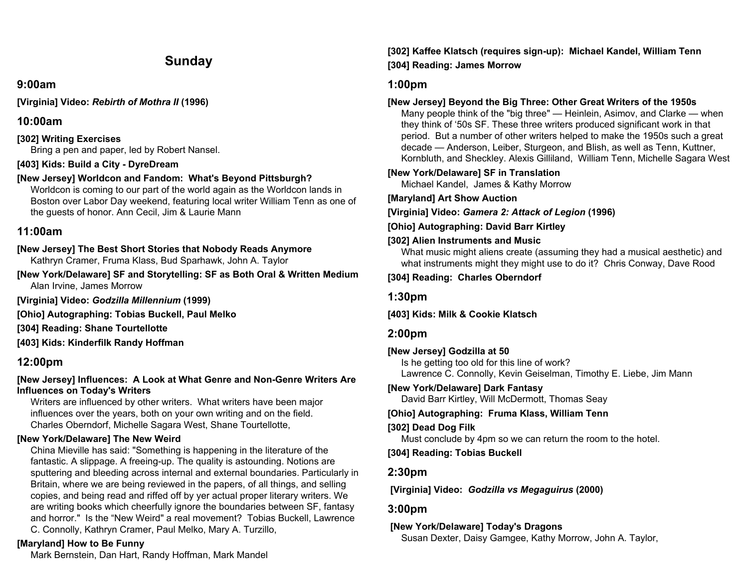# Sunday

## 9:00am

**[Virginia] Video: *Rebirth of Mothra II* (1996)**

## 10:00am

**[302] Writing Exercises**
Bring a pen and paper, led by Robert Nansel.

**[403] Kids: Build a City - DyreDream**

**[New Jersey] Worldcon and Fandom: What's Beyond Pittsburgh?**
Worldcon is coming to our part of the world again as the Worldcon lands in Boston over Labor Day weekend, featuring local writer William Tenn as one of the guests of honor. Ann Cecil, Jim & Laurie Mann

## 11:00am

**[New Jersey] The Best Short Stories that Nobody Reads Anymore**
Kathryn Cramer, Fruma Klass, Bud Sparhawk, John A. Taylor

**[New York/Delaware] SF and Storytelling: SF as Both Oral & Written Medium**
Alan Irvine, James Morrow

**[Virginia] Video: *Godzilla Millennium* (1999)**

**[Ohio] Autographing: Tobias Buckell, Paul Melko**

**[304] Reading: Shane Tourtellotte**

**[403] Kids: Kinderfilk Randy Hoffman**

## 12:00pm

**[New Jersey] Influences: A Look at What Genre and Non-Genre Writers Are Influences on Today's Writers**
Writers are influenced by other writers. What writers have been major influences over the years, both on your own writing and on the field. Charles Oberndorf, Michelle Sagara West, Shane Tourtellotte,

**[New York/Delaware] The New Weird**
China Mieville has said: "Something is happening in the literature of the fantastic. A slippage. A freeing-up. The quality is astounding. Notions are sputtering and bleeding across internal and external boundaries. Particularly in Britain, where we are being reviewed in the papers, of all things, and selling copies, and being read and riffed off by yer actual proper literary writers. We are writing books which cheerfully ignore the boundaries between SF, fantasy and horror." Is the "New Weird" a real movement? Tobias Buckell, Lawrence C. Connolly, Kathryn Cramer, Paul Melko, Mary A. Turzillo,

**[Maryland] How to Be Funny**
Mark Bernstein, Dan Hart, Randy Hoffman, Mark Mandel

**[302] Kaffee Klatsch (requires sign-up): Michael Kandel, William Tenn**

**[304] Reading: James Morrow**

## 1:00pm

**[New Jersey] Beyond the Big Three: Other Great Writers of the 1950s**
Many people think of the "big three" — Heinlein, Asimov, and Clarke — when they think of '50s SF. These three writers produced significant work in that period. But a number of other writers helped to make the 1950s such a great decade — Anderson, Leiber, Sturgeon, and Blish, as well as Tenn, Kuttner, Kornbluth, and Sheckley. Alexis Gilliland, William Tenn, Michelle Sagara West

**[New York/Delaware] SF in Translation**
Michael Kandel, James & Kathy Morrow

**[Maryland] Art Show Auction**

**[Virginia] Video: *Gamera 2: Attack of Legion* (1996)**

**[Ohio] Autographing: David Barr Kirtley**

**[302] Alien Instruments and Music**
What music might aliens create (assuming they had a musical aesthetic) and what instruments might they might use to do it? Chris Conway, Dave Rood

**[304] Reading: Charles Oberndorf**

## 1:30pm

**[403] Kids: Milk & Cookie Klatsch**

## 2:00pm

**[New Jersey] Godzilla at 50**
Is he getting too old for this line of work?
Lawrence C. Connolly, Kevin Geiselman, Timothy E. Liebe, Jim Mann

**[New York/Delaware] Dark Fantasy**
David Barr Kirtley, Will McDermott, Thomas Seay

**[Ohio] Autographing: Fruma Klass, William Tenn**

**[302] Dead Dog Filk**
Must conclude by 4pm so we can return the room to the hotel.

**[304] Reading: Tobias Buckell**

## 2:30pm

**[Virginia] Video: *Godzilla vs Megaguirus* (2000)**

## 3:00pm

**[New York/Delaware] Today's Dragons**
Susan Dexter, Daisy Gamgee, Kathy Morrow, John A. Taylor,